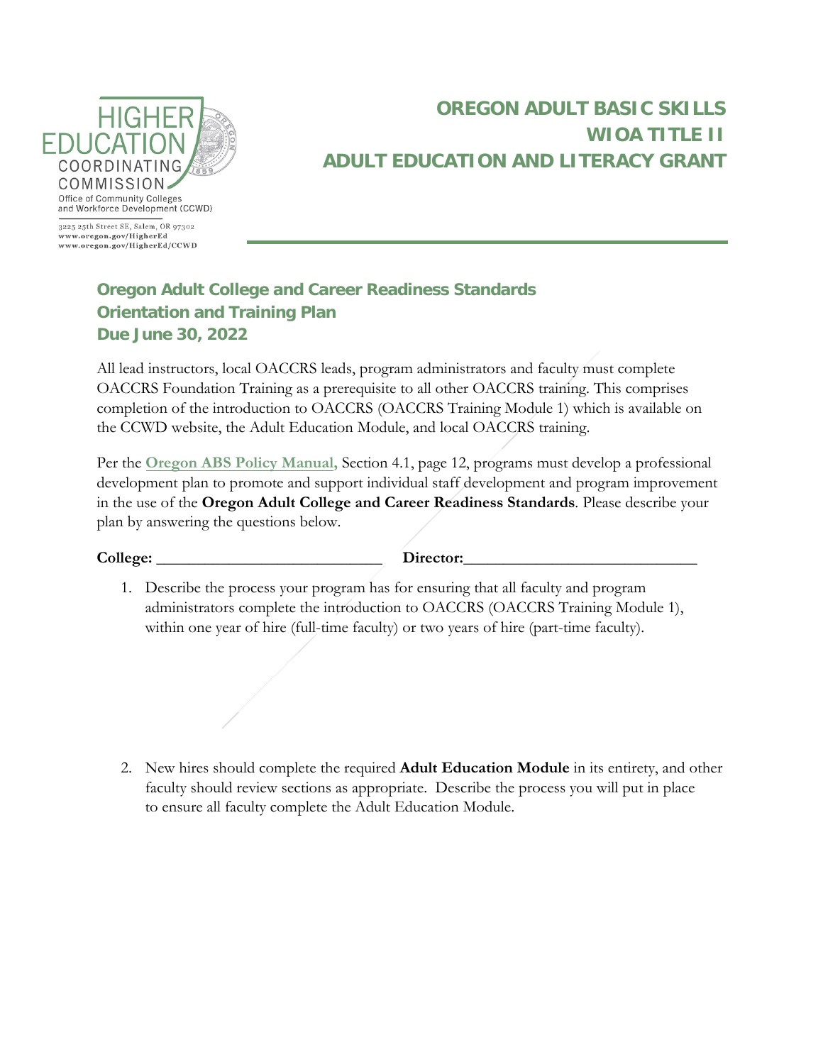Higher Education Coordinating Commission
Office of Community Colleges and Workforce Development (CCWD)
3225 25th Street SE, Salem, OR 97302
www.oregon.gov/HigherEd
www.oregon.gov/HigherEd/CCWD

# OREGON ADULT BASIC SKILLS WIOA TITLE II ADULT EDUCATION AND LITERACY GRANT

## Oregon Adult College and Career Readiness Standards Orientation and Training Plan Due June 30, 2022

All lead instructors, local OACCRS leads, program administrators and faculty must complete OACCRS Foundation Training as a prerequisite to all other OACCRS training. This comprises completion of the introduction to OACCRS (OACCRS Training Module 1) which is available on the CCWD website, the Adult Education Module, and local OACCRS training.

Per the **Oregon ABS Policy Manual,** Section 4.1, page 12, programs must develop a professional development plan to promote and support individual staff development and program improvement in the use of the **Oregon Adult College and Career Readiness Standards**. Please describe your plan by answering the questions below.

**College:** ___________________________ **Director:**____________________________

1. Describe the process your program has for ensuring that all faculty and program administrators complete the introduction to OACCRS (OACCRS Training Module 1), within one year of hire (full-time faculty) or two years of hire (part-time faculty).

2. New hires should complete the required **Adult Education Module** in its entirety, and other faculty should review sections as appropriate. Describe the process you will put in place to ensure all faculty complete the Adult Education Module.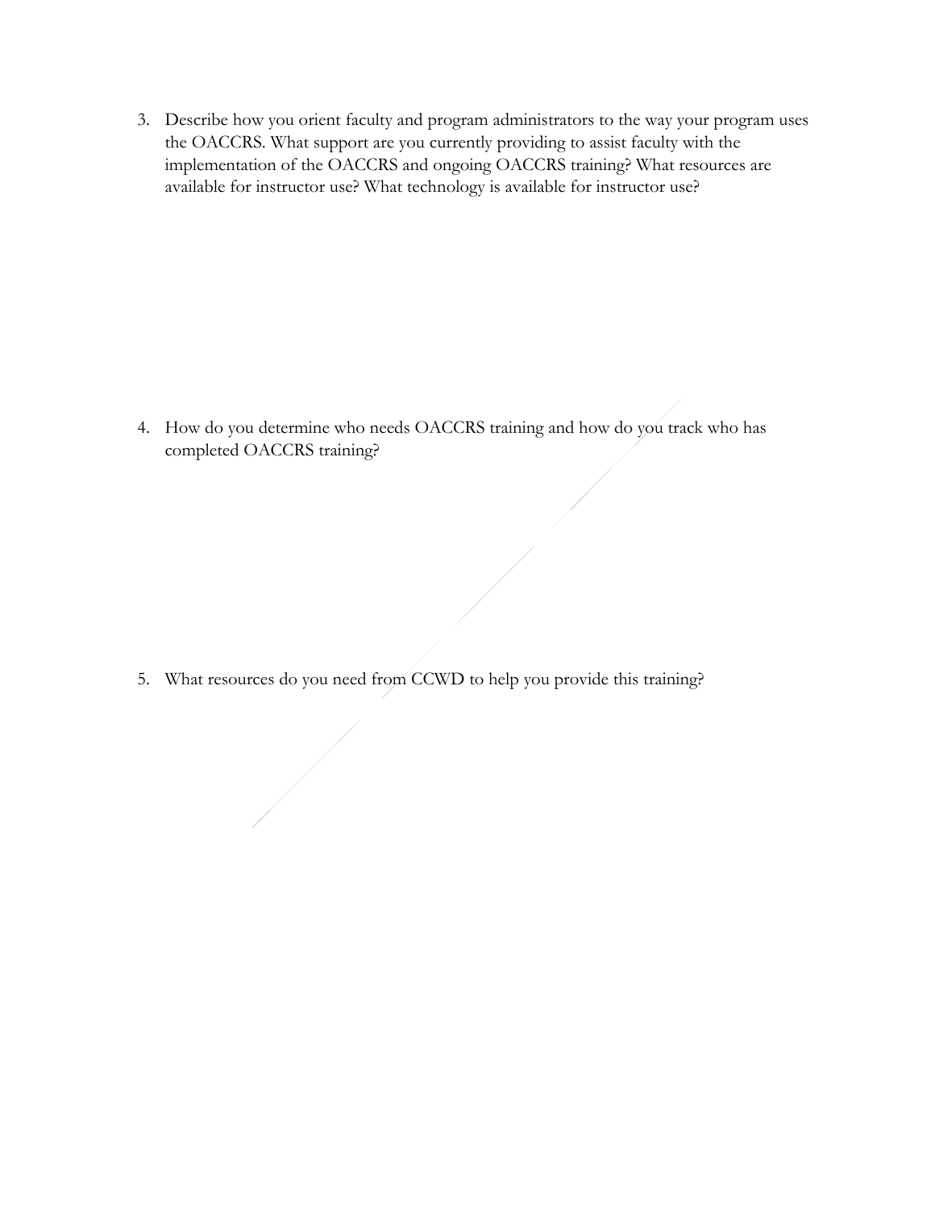3. Describe how you orient faculty and program administrators to the way your program uses the OACCRS. What support are you currently providing to assist faculty with the implementation of the OACCRS and ongoing OACCRS training? What resources are available for instructor use? What technology is available for instructor use?

4. How do you determine who needs OACCRS training and how do you track who has completed OACCRS training?

5. What resources do you need from CCWD to help you provide this training?